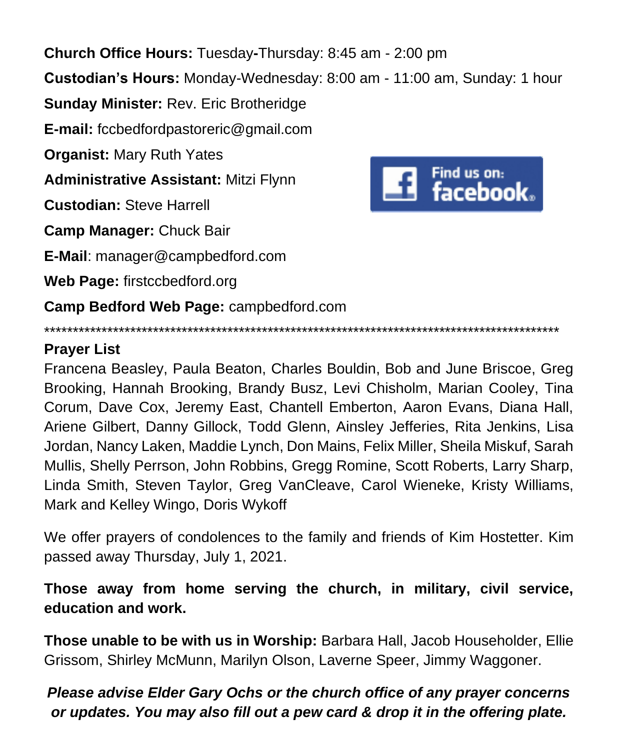**Church Office Hours:** Tuesday-Thursday: 8:45 am - 2:00 pm

**Custodian's Hours:** Monday-Wednesday: 8:00 am - 11:00 am, Sunday: 1 hour

**Sunday Minister:** Rev. Eric Brotheridge

**E-mail:** fccbedfordpastoreric@gmail.com

**Organist:** Mary Ruth Yates

**Administrative Assistant:** Mitzi Flynn

**Custodian:** Steve Harrell

**Camp Manager:** Chuck Bair

**E-Mail**: manager@campbedford.com

**Web Page:** firstccbedford.org

**Camp Bedford Web Page:** campbedford.com

******************************************************************************************

**Prayer List**

Francena Beasley, Paula Beaton, Charles Bouldin, Bob and June Briscoe, Greg Brooking, Hannah Brooking, Brandy Busz, Levi Chisholm, Marian Cooley, Tina Corum, Dave Cox, Jeremy East, Chantell Emberton, Aaron Evans, Diana Hall, Ariene Gilbert, Danny Gillock, Todd Glenn, Ainsley Jefferies, Rita Jenkins, Lisa Jordan, Nancy Laken, Maddie Lynch, Don Mains, Felix Miller, Sheila Miskuf, Sarah Mullis, Shelly Perrson, John Robbins, Gregg Romine, Scott Roberts, Larry Sharp, Linda Smith, Steven Taylor, Greg VanCleave, Carol Wieneke, Kristy Williams, Mark and Kelley Wingo, Doris Wykoff

We offer prayers of condolences to the family and friends of Kim Hostetter. Kim passed away Thursday, July 1, 2021.

**Those away from home serving the church, in military, civil service, education and work.**

**Those unable to be with us in Worship:** Barbara Hall, Jacob Householder, Ellie Grissom, Shirley McMunn, Marilyn Olson, Laverne Speer, Jimmy Waggoner.

***Please advise Elder Gary Ochs or the church office of any prayer concerns or updates. You may also fill out a pew card & drop it in the offering plate.***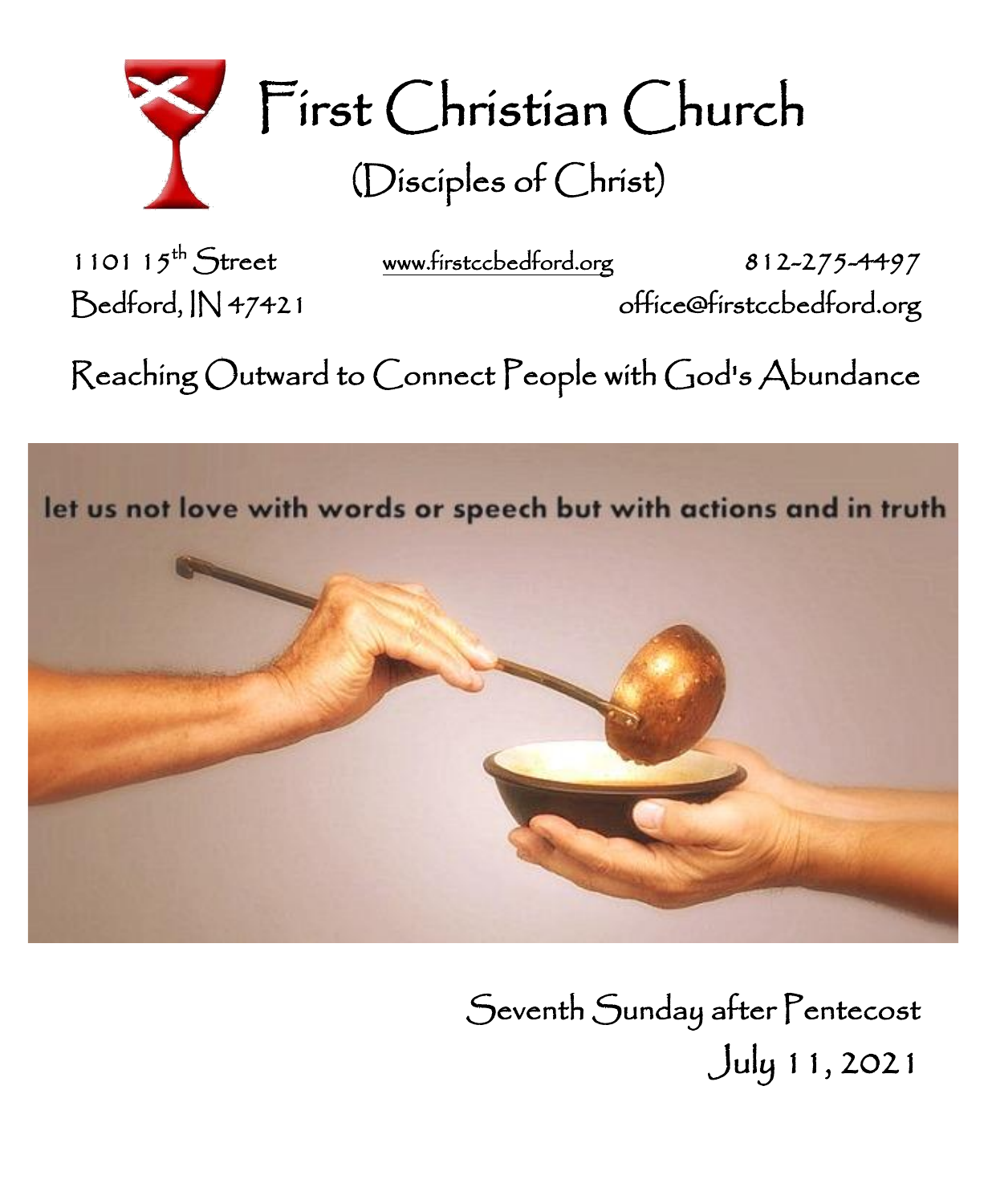# First Christian Church

## (Disciples of Christ)

1101 15th Street
Bedford, IN 47421

www.firstccbedford.org

812-275-4497
office@firstccbedford.org

Reaching Outward to Connect People with God's Abundance

let us not love with words or speech but with actions and in truth

Seventh Sunday after Pentecost
July 11, 2021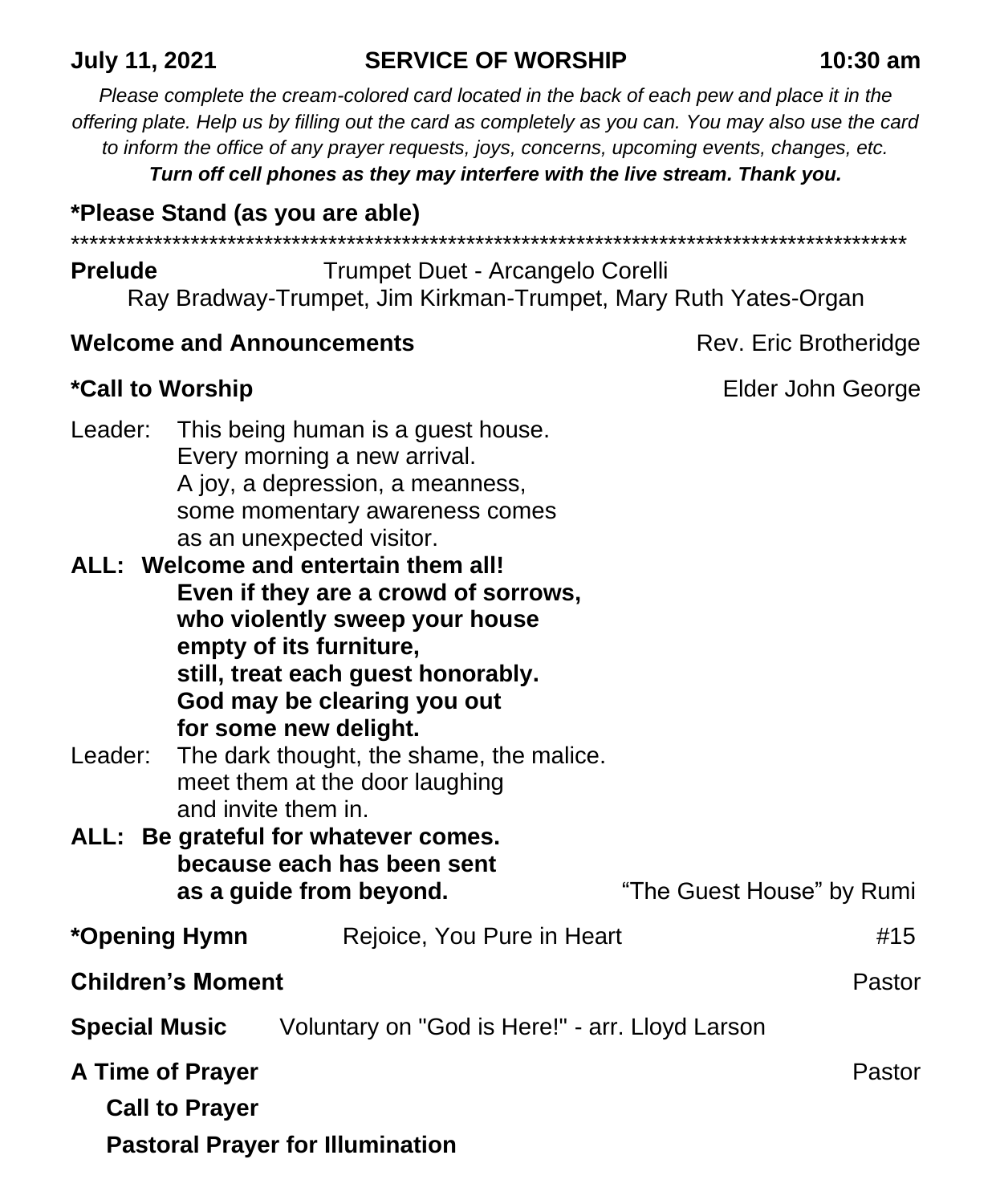**July 11, 2021 SERVICE OF WORSHIP 10:30 am**

*Please complete the cream-colored card located in the back of each pew and place it in the offering plate. Help us by filling out the card as completely as you can. You may also use the card to inform the office of any prayer requests, joys, concerns, upcoming events, changes, etc.*

***Turn off cell phones as they may interfere with the live stream. Thank you.***

**\*Please Stand (as you are able)**

\*\*\*\*\*\*\*\*\*\*\*\*\*\*\*\*\*\*\*\*\*\*\*\*\*\*\*\*\*\*\*\*\*\*\*\*\*\*\*\*\*\*\*\*\*\*\*\*\*\*\*\*\*\*\*\*\*\*\*\*\*\*\*\*\*\*\*\*\*\*\*\*\*\*\*\*\*\*\*\*\*\*\*\*\*\*\*\*\*\*\*\*\*

**Prelude** Trumpet Duet - Arcangelo Corelli

Ray Bradway-Trumpet, Jim Kirkman-Trumpet, Mary Ruth Yates-Organ

**Welcome and Announcements** Rev. Eric Brotheridge

**\*Call to Worship** Elder John George

Leader: This being human is a guest house.
Every morning a new arrival.
A joy, a depression, a meanness,
some momentary awareness comes
as an unexpected visitor.

**ALL: Welcome and entertain them all!
Even if they are a crowd of sorrows,
who violently sweep your house
empty of its furniture,
still, treat each guest honorably.
God may be clearing you out
for some new delight.**

Leader: The dark thought, the shame, the malice.
meet them at the door laughing
and invite them in.

**ALL: Be grateful for whatever comes.
because each has been sent
as a guide from beyond.** "The Guest House" by Rumi

**\*Opening Hymn** Rejoice, You Pure in Heart #15

**Children's Moment** Pastor

**Special Music** Voluntary on "God is Here!" - arr. Lloyd Larson

**A Time of Prayer** Pastor

**Call to Prayer**

**Pastoral Prayer for Illumination**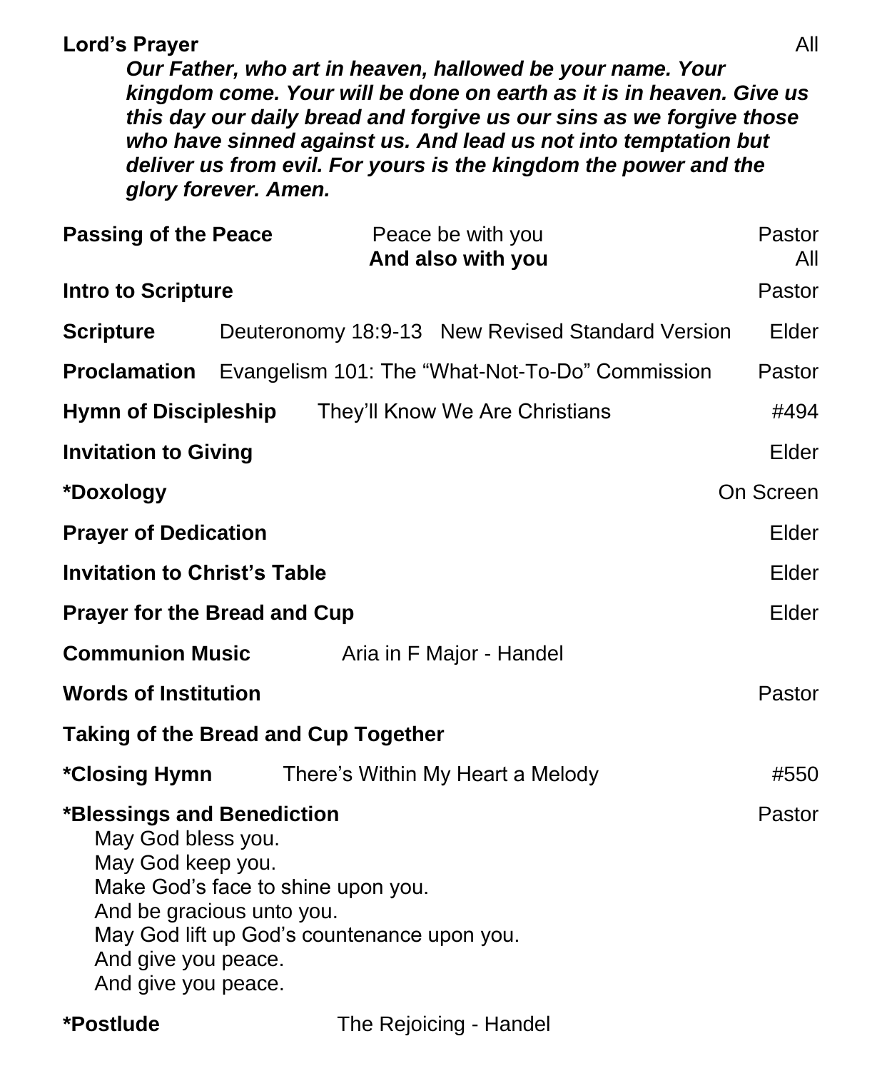**Lord's Prayer** All

***Our Father, who art in heaven, hallowed be your name. Your kingdom come. Your will be done on earth as it is in heaven. Give us this day our daily bread and forgive us our sins as we forgive those who have sinned against us. And lead us not into temptation but deliver us from evil. For yours is the kingdom the power and the glory forever. Amen.***

**Passing of the Peace** Peace be with you Pastor
**And also with you** All

**Intro to Scripture** Pastor

**Scripture** Deuteronomy 18:9-13 New Revised Standard Version Elder

**Proclamation** Evangelism 101: The "What-Not-To-Do" Commission Pastor

**Hymn of Discipleship** They'll Know We Are Christians #494

**Invitation to Giving** Elder

***Doxology** On Screen

**Prayer of Dedication** Elder

**Invitation to Christ's Table** Elder

**Prayer for the Bread and Cup** Elder

**Communion Music** Aria in F Major - Handel

**Words of Institution** Pastor

**Taking of the Bread and Cup Together**

***Closing Hymn** There's Within My Heart a Melody #550

***Blessings and Benediction** Pastor

May God bless you.
May God keep you.
Make God's face to shine upon you.
And be gracious unto you.
May God lift up God's countenance upon you.
And give you peace.
And give you peace.

***Postlude** The Rejoicing - Handel